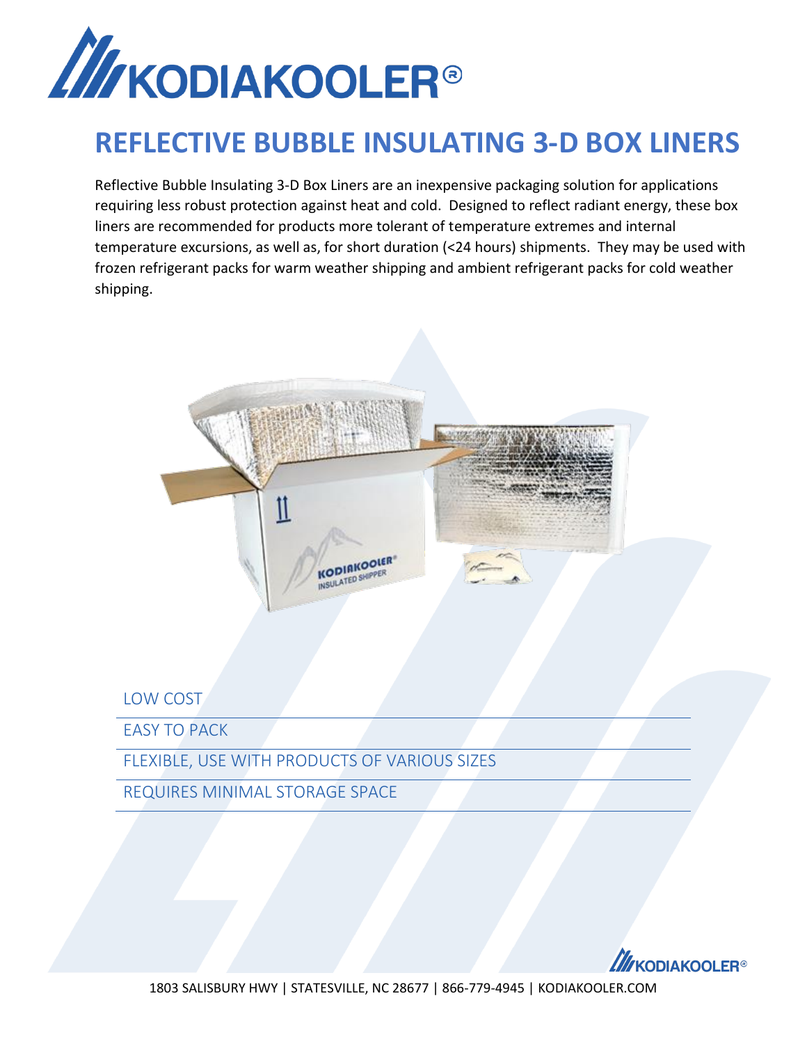# KODIAKOOLER®

## REFLECTIVE BUBBLE INSULATING 3-D BOX LINERS

Reflective Bubble Insulating 3-D Box Liners are an inexpensive packaging solution for applications requiring less robust protection against heat and cold. Designed to reflect radiant energy, these box liners are recommended for products more tolerant of temperature extremes and internal temperature excursions, as well as, for short duration (<24 hours) shipments. They may be used with frozen refrigerant packs for warm weather shipping and ambient refrigerant packs for cold weather shipping.

- LOW COST
- EASY TO PACK
- FLEXIBLE, USE WITH PRODUCTS OF VARIOUS SIZES
- REQUIRES MINIMAL STORAGE SPACE

KODIAKOOLER®

1803 SALISBURY HWY | STATESVILLE, NC 28677 | 866-779-4945 | KODIAKOOLER.COM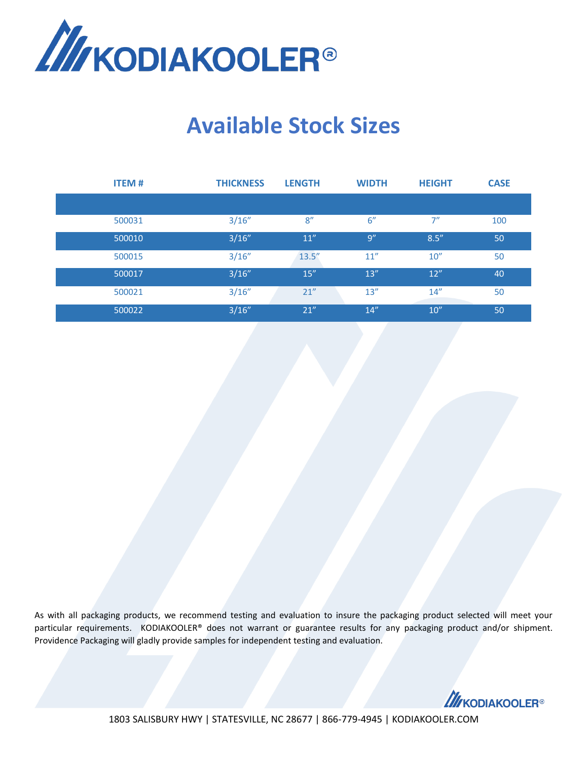# KODIAKOOLER®

## Available Stock Sizes

| ITEM # | THICKNESS | LENGTH | WIDTH | HEIGHT | CASE |
|---|---|---|---|---|---|
| 500031 | 3/16″ | 8″ | 6″ | 7″ | 100 |
| 500010 | 3/16″ | 11″ | 9″ | 8.5″ | 50 |
| 500015 | 3/16″ | 13.5″ | 11″ | 10″ | 50 |
| 500017 | 3/16″ | 15″ | 13″ | 12″ | 40 |
| 500021 | 3/16″ | 21″ | 13″ | 14″ | 50 |
| 500022 | 3/16″ | 21″ | 14″ | 10″ | 50 |

As with all packaging products, we recommend testing and evaluation to insure the packaging product selected will meet your particular requirements. KODIAKOOLER® does not warrant or guarantee results for any packaging product and/or shipment. Providence Packaging will gladly provide samples for independent testing and evaluation.

KODIAKOOLER®

1803 SALISBURY HWY | STATESVILLE, NC 28677 | 866-779-4945 | KODIAKOOLER.COM